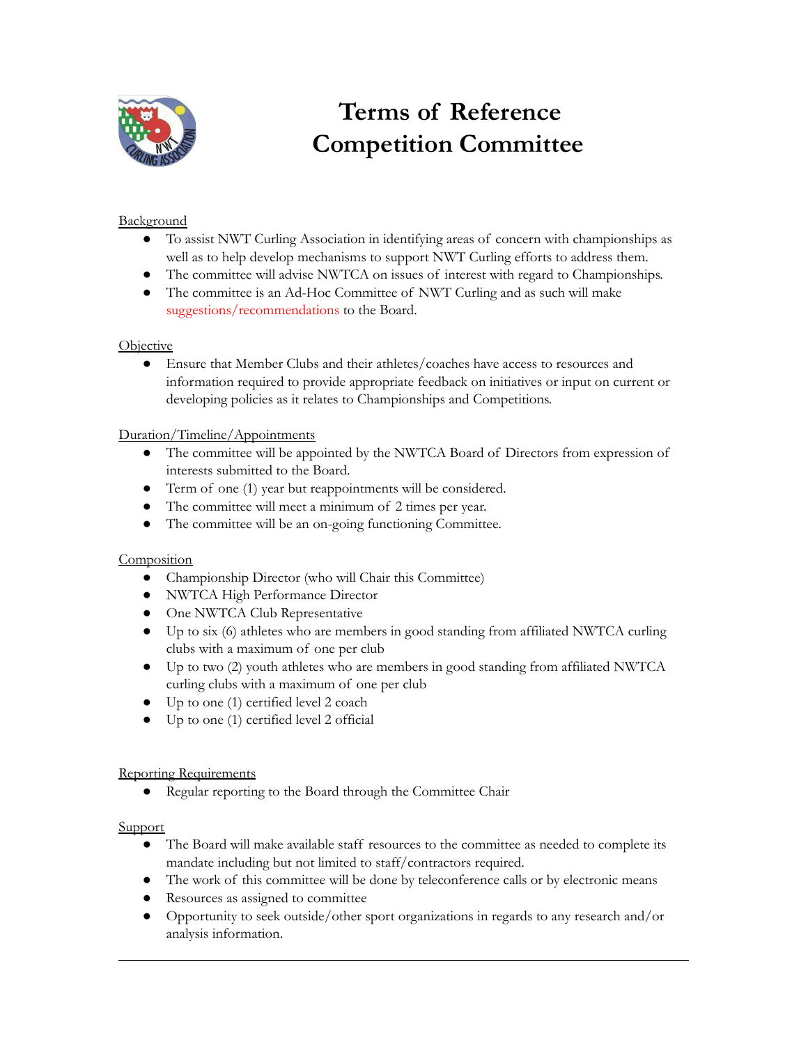# Terms of Reference
# Competition Committee

Background

- To assist NWT Curling Association in identifying areas of concern with championships as well as to help develop mechanisms to support NWT Curling efforts to address them.
- The committee will advise NWTCA on issues of interest with regard to Championships.
- The committee is an Ad-Hoc Committee of NWT Curling and as such will make suggestions/recommendations to the Board.

Objective

- Ensure that Member Clubs and their athletes/coaches have access to resources and information required to provide appropriate feedback on initiatives or input on current or developing policies as it relates to Championships and Competitions.

Duration/Timeline/Appointments

- The committee will be appointed by the NWTCA Board of Directors from expression of interests submitted to the Board.
- Term of one (1) year but reappointments will be considered.
- The committee will meet a minimum of 2 times per year.
- The committee will be an on-going functioning Committee.

Composition

- Championship Director (who will Chair this Committee)
- NWTCA High Performance Director
- One NWTCA Club Representative
- Up to six (6) athletes who are members in good standing from affiliated NWTCA curling clubs with a maximum of one per club
- Up to two (2) youth athletes who are members in good standing from affiliated NWTCA curling clubs with a maximum of one per club
- Up to one (1) certified level 2 coach
- Up to one (1) certified level 2 official

Reporting Requirements

- Regular reporting to the Board through the Committee Chair

Support

- The Board will make available staff resources to the committee as needed to complete its mandate including but not limited to staff/contractors required.
- The work of this committee will be done by teleconference calls or by electronic means
- Resources as assigned to committee
- Opportunity to seek outside/other sport organizations in regards to any research and/or analysis information.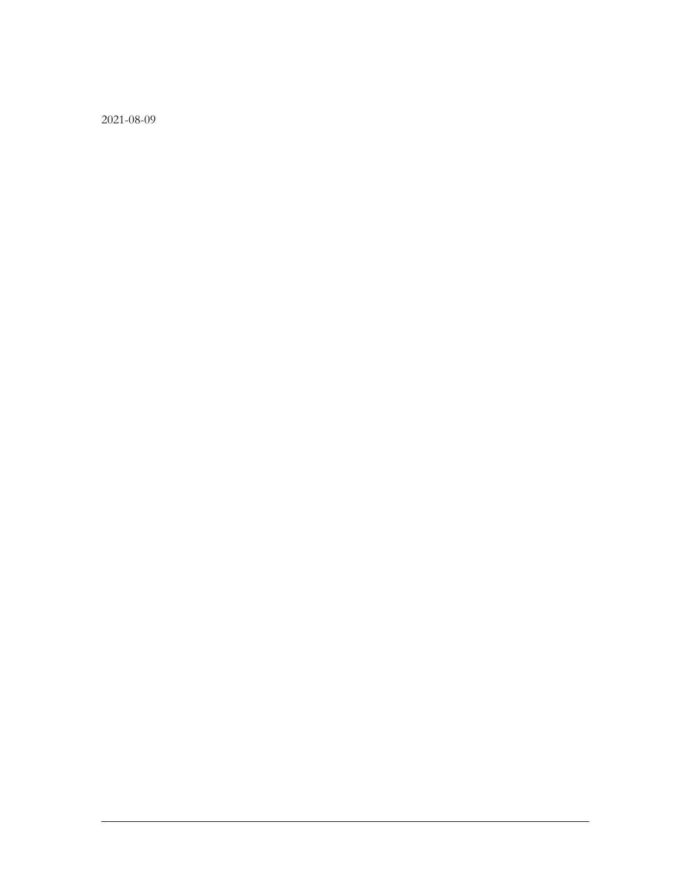2021-08-09